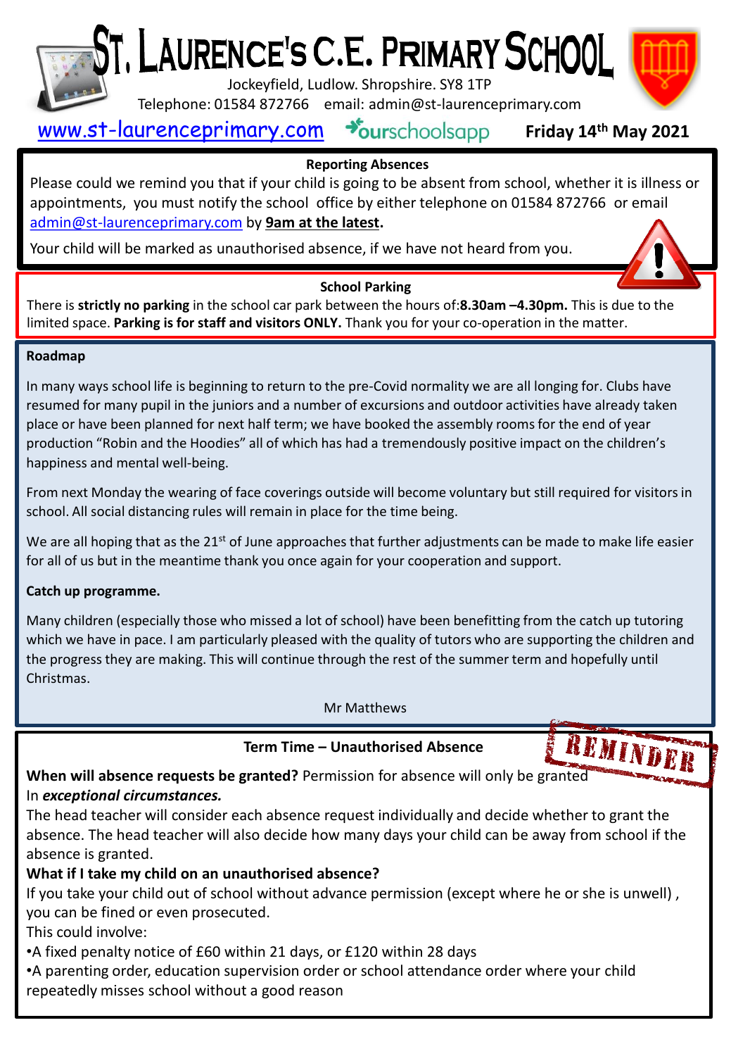# ST. LAURENCE'S C.E. PRIMARY SCHOOL

Jockeyfield, Ludlow. Shropshire. SY8 1TP

Telephone: 01584 872766 email: admin@st-laurenceprimary.com

www.st-laurenceprimary.com ourschoolsapp **Friday 14th May 2021**

### Reporting Absences

Please could we remind you that if your child is going to be absent from school, whether it is illness or appointments, you must notify the school office by either telephone on 01584 872766 or email admin@st-laurenceprimary.com by **9am at the latest.**

Your child will be marked as unauthorised absence, if we have not heard from you.

### School Parking

There is **strictly no parking** in the school car park between the hours of:**8.30am –4.30pm.** This is due to the limited space. **Parking is for staff and visitors ONLY.** Thank you for your co-operation in the matter.

### Roadmap

In many ways school life is beginning to return to the pre-Covid normality we are all longing for. Clubs have resumed for many pupil in the juniors and a number of excursions and outdoor activities have already taken place or have been planned for next half term; we have booked the assembly rooms for the end of year production "Robin and the Hoodies" all of which has had a tremendously positive impact on the children's happiness and mental well-being.

From next Monday the wearing of face coverings outside will become voluntary but still required for visitors in school. All social distancing rules will remain in place for the time being.

We are all hoping that as the 21st of June approaches that further adjustments can be made to make life easier for all of us but in the meantime thank you once again for your cooperation and support.

### Catch up programme.

Many children (especially those who missed a lot of school) have been benefitting from the catch up tutoring which we have in pace. I am particularly pleased with the quality of tutors who are supporting the children and the progress they are making. This will continue through the rest of the summer term and hopefully until Christmas.

Mr Matthews

### Term Time – Unauthorised Absence

REMINDER

**When will absence requests be granted?** Permission for absence will only be granted In ***exceptional circumstances.***

The head teacher will consider each absence request individually and decide whether to grant the absence. The head teacher will also decide how many days your child can be away from school if the absence is granted.

**What if I take my child on an unauthorised absence?**

If you take your child out of school without advance permission (except where he or she is unwell) , you can be fined or even prosecuted.

This could involve:

- A fixed penalty notice of £60 within 21 days, or £120 within 28 days
- A parenting order, education supervision order or school attendance order where your child repeatedly misses school without a good reason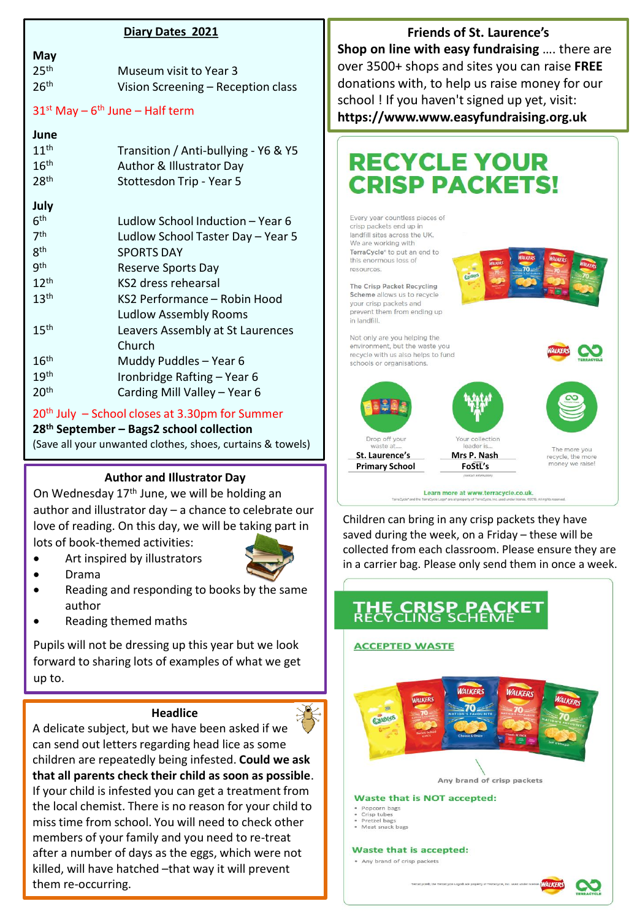## Diary Dates 2021

**May**

| | |
|---|---|
| 25th | Museum visit to Year 3 |
| 26th | Vision Screening – Reception class |

31st May – 6th June – Half term

**June**

| | |
|---|---|
| 11th | Transition / Anti-bullying - Y6 & Y5 |
| 16th | Author & Illustrator Day |
| 28th | Stottesdon Trip - Year 5 |

**July**

| | |
|---|---|
| 6th | Ludlow School Induction – Year 6 |
| 7th | Ludlow School Taster Day – Year 5 |
| 8th | SPORTS DAY |
| 9th | Reserve Sports Day |
| 12th | KS2 dress rehearsal |
| 13th | KS2 Performance – Robin Hood Ludlow Assembly Rooms |
| 15th | Leavers Assembly at St Laurences Church |
| 16th | Muddy Puddles – Year 6 |
| 19th | Ironbridge Rafting – Year 6 |
| 20th | Carding Mill Valley – Year 6 |

20th July – School closes at 3.30pm for Summer

**28th September – Bags2 school collection**

(Save all your unwanted clothes, shoes, curtains & towels)

### Author and Illustrator Day

On Wednesday 17th June, we will be holding an author and illustrator day – a chance to celebrate our love of reading. On this day, we will be taking part in lots of book-themed activities:

- Art inspired by illustrators
- Drama
- Reading and responding to books by the same author
- Reading themed maths

Pupils will not be dressing up this year but we look forward to sharing lots of examples of what we get up to.

### Headlice

A delicate subject, but we have been asked if we can send out letters regarding head lice as some children are repeatedly being infested. **Could we ask that all parents check their child as soon as possible**. If your child is infested you can get a treatment from the local chemist. There is no reason for your child to miss time from school. You will need to check other members of your family and you need to re-treat after a number of days as the eggs, which were not killed, will have hatched –that way it will prevent them re-occurring.

### Friends of St. Laurence's

**Shop on line with easy fundraising** …. there are over 3500+ shops and sites you can raise **FREE** donations with, to help us raise money for our school ! If you haven't signed up yet, visit: **https://www.www.easyfundraising.org.uk**

## RECYCLE YOUR CRISP PACKETS!

Every year countless pieces of crisp packets end up in landfill sites across the UK. We are working with TerraCycle® to put an end to this enormous loss of resources.

The Crisp Packet Recycling Scheme allows us to recycle your crisp packets and prevent them from ending up in landfill.

Not only are you helping the environment, but the waste you recycle with us also helps to fund schools or organisations.

Drop off your waste at.... **St. Laurence's Primary School**

Your collection leader is... **Mrs P. Nash FoStL's**

The more you recycle, the more money we raise!

Learn more at www.terracycle.co.uk

Children can bring in any crisp packets they have saved during the week, on a Friday – these will be collected from each classroom. Please ensure they are in a carrier bag. Please only send them in once a week.

## THE CRISP PACKET RECYCLING SCHEME

**ACCEPTED WASTE**

Any brand of crisp packets

**Waste that is NOT accepted:**

- Popcorn bags
- Crisp tubes
- Pretzel bags
- Meat snack bags

**Waste that is accepted:**

- Any brand of crisp packets